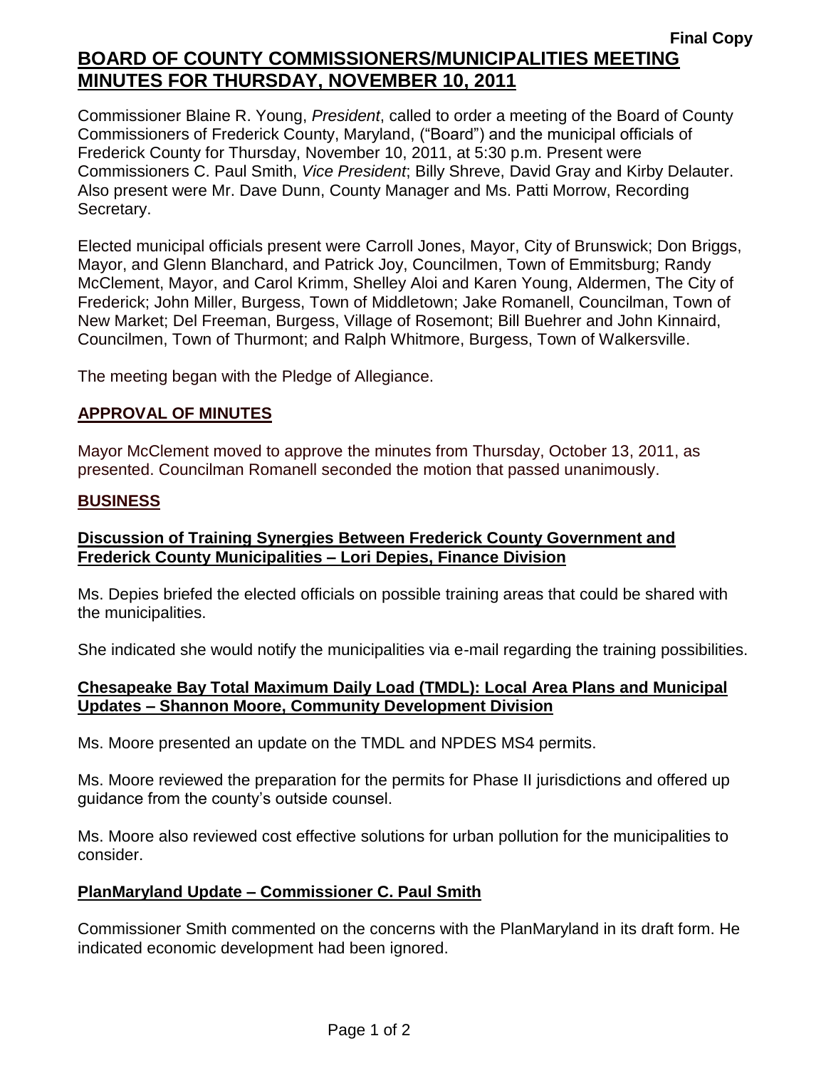**Final Copy**

# BOARD OF COUNTY COMMISSIONERS/MUNICIPALITIES MEETING MINUTES FOR THURSDAY, NOVEMBER 10, 2011

Commissioner Blaine R. Young, *President*, called to order a meeting of the Board of County Commissioners of Frederick County, Maryland, ("Board") and the municipal officials of Frederick County for Thursday, November 10, 2011, at 5:30 p.m. Present were Commissioners C. Paul Smith, *Vice President*; Billy Shreve, David Gray and Kirby Delauter. Also present were Mr. Dave Dunn, County Manager and Ms. Patti Morrow, Recording Secretary.

Elected municipal officials present were Carroll Jones, Mayor, City of Brunswick; Don Briggs, Mayor, and Glenn Blanchard, and Patrick Joy, Councilmen, Town of Emmitsburg; Randy McClement, Mayor, and Carol Krimm, Shelley Aloi and Karen Young, Aldermen, The City of Frederick; John Miller, Burgess, Town of Middletown; Jake Romanell, Councilman, Town of New Market; Del Freeman, Burgess, Village of Rosemont; Bill Buehrer and John Kinnaird, Councilmen, Town of Thurmont; and Ralph Whitmore, Burgess, Town of Walkersville.

The meeting began with the Pledge of Allegiance.

## APPROVAL OF MINUTES

Mayor McClement moved to approve the minutes from Thursday, October 13, 2011, as presented. Councilman Romanell seconded the motion that passed unanimously.

## BUSINESS

### Discussion of Training Synergies Between Frederick County Government and Frederick County Municipalities – Lori Depies, Finance Division

Ms. Depies briefed the elected officials on possible training areas that could be shared with the municipalities.

She indicated she would notify the municipalities via e-mail regarding the training possibilities.

### Chesapeake Bay Total Maximum Daily Load (TMDL): Local Area Plans and Municipal Updates – Shannon Moore, Community Development Division

Ms. Moore presented an update on the TMDL and NPDES MS4 permits.

Ms. Moore reviewed the preparation for the permits for Phase II jurisdictions and offered up guidance from the county's outside counsel.

Ms. Moore also reviewed cost effective solutions for urban pollution for the municipalities to consider.

### PlanMaryland Update – Commissioner C. Paul Smith

Commissioner Smith commented on the concerns with the PlanMaryland in its draft form. He indicated economic development had been ignored.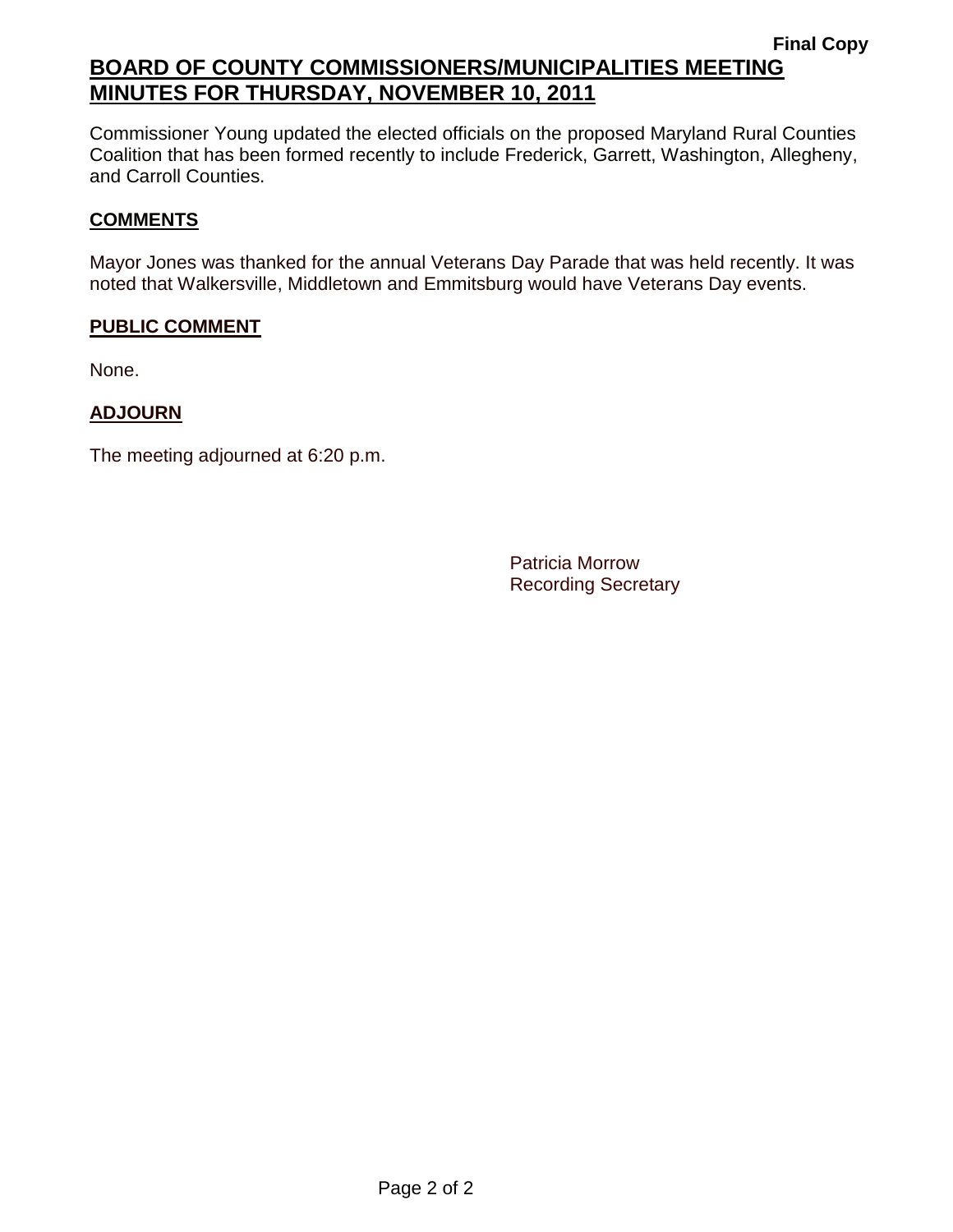Commissioner Young updated the elected officials on the proposed Maryland Rural Counties Coalition that has been formed recently to include Frederick, Garrett, Washington, Allegheny, and Carroll Counties.

## COMMENTS

Mayor Jones was thanked for the annual Veterans Day Parade that was held recently. It was noted that Walkersville, Middletown and Emmitsburg would have Veterans Day events.

## PUBLIC COMMENT

None.

## ADJOURN

The meeting adjourned at 6:20 p.m.

Patricia Morrow
Recording Secretary